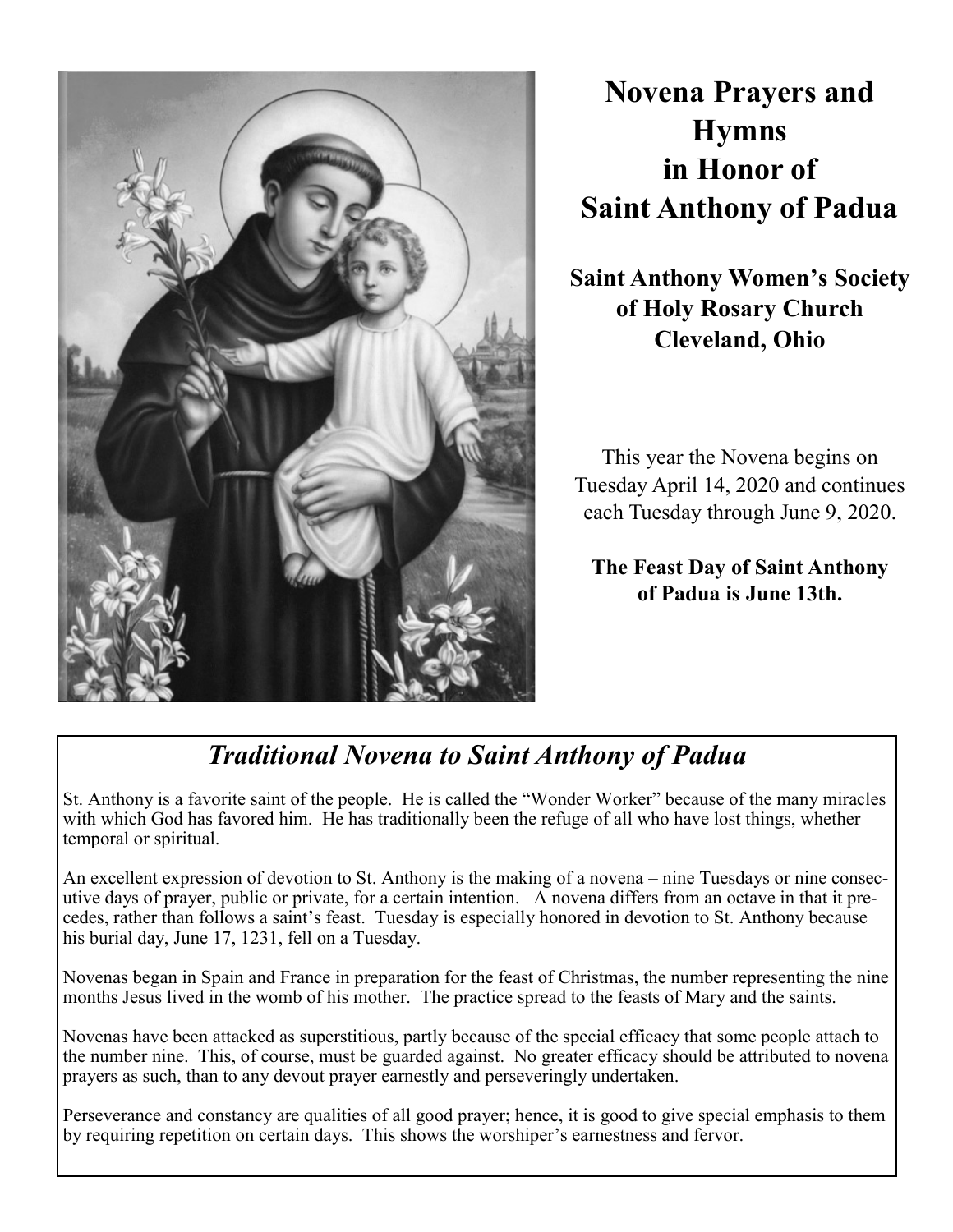# Novena Prayers and Hymns in Honor of Saint Anthony of Padua

**Saint Anthony Women's Society of Holy Rosary Church Cleveland, Ohio**

This year the Novena begins on Tuesday April 14, 2020 and continues each Tuesday through June 9, 2020.

**The Feast Day of Saint Anthony of Padua is June 13th.**

## *Traditional Novena to Saint Anthony of Padua*

St. Anthony is a favorite saint of the people. He is called the "Wonder Worker" because of the many miracles with which God has favored him. He has traditionally been the refuge of all who have lost things, whether temporal or spiritual.

An excellent expression of devotion to St. Anthony is the making of a novena – nine Tuesdays or nine consecutive days of prayer, public or private, for a certain intention. A novena differs from an octave in that it precedes, rather than follows a saint's feast. Tuesday is especially honored in devotion to St. Anthony because his burial day, June 17, 1231, fell on a Tuesday.

Novenas began in Spain and France in preparation for the feast of Christmas, the number representing the nine months Jesus lived in the womb of his mother. The practice spread to the feasts of Mary and the saints.

Novenas have been attacked as superstitious, partly because of the special efficacy that some people attach to the number nine. This, of course, must be guarded against. No greater efficacy should be attributed to novena prayers as such, than to any devout prayer earnestly and perseveringly undertaken.

Perseverance and constancy are qualities of all good prayer; hence, it is good to give special emphasis to them by requiring repetition on certain days. This shows the worshiper's earnestness and fervor.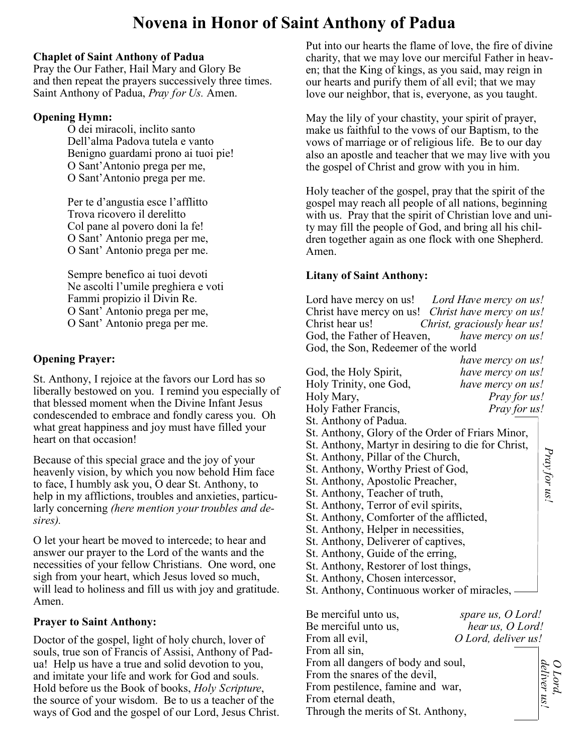# Novena in Honor of Saint Anthony of Padua

**Chaplet of Saint Anthony of Padua**
Pray the Our Father, Hail Mary and Glory Be and then repeat the prayers successively three times. Saint Anthony of Padua, *Pray for Us.* Amen.

**Opening Hymn:**

O dei miracoli, inclito santo
Dell'alma Padova tutela e vanto
Benigno guardami prono ai tuoi pie!
O Sant'Antonio prega per me,
O Sant'Antonio prega per me.

Per te d'angustia esce l'afflitto
Trova ricovero il derelitto
Col pane al povero doni la fe!
O Sant' Antonio prega per me,
O Sant' Antonio prega per me.

Sempre benefico ai tuoi devoti
Ne ascolti l'umile preghiera e voti
Fammi propizio il Divin Re.
O Sant' Antonio prega per me,
O Sant' Antonio prega per me.

**Opening Prayer:**

St. Anthony, I rejoice at the favors our Lord has so liberally bestowed on you. I remind you especially of that blessed moment when the Divine Infant Jesus condescended to embrace and fondly caress you. Oh what great happiness and joy must have filled your heart on that occasion!

Because of this special grace and the joy of your heavenly vision, by which you now behold Him face to face, I humbly ask you, O dear St. Anthony, to help in my afflictions, troubles and anxieties, particularly concerning *(here mention your troubles and desires).*

O let your heart be moved to intercede; to hear and answer our prayer to the Lord of the wants and the necessities of your fellow Christians. One word, one sigh from your heart, which Jesus loved so much, will lead to holiness and fill us with joy and gratitude. Amen.

**Prayer to Saint Anthony:**

Doctor of the gospel, light of holy church, lover of souls, true son of Francis of Assisi, Anthony of Padua! Help us have a true and solid devotion to you, and imitate your life and work for God and souls. Hold before us the Book of books, *Holy Scripture*, the source of your wisdom. Be to us a teacher of the ways of God and the gospel of our Lord, Jesus Christ. Put into our hearts the flame of love, the fire of divine charity, that we may love our merciful Father in heaven; that the King of kings, as you said, may reign in our hearts and purify them of all evil; that we may love our neighbor, that is, everyone, as you taught.

May the lily of your chastity, your spirit of prayer, make us faithful to the vows of our Baptism, to the vows of marriage or of religious life. Be to our day also an apostle and teacher that we may live with you the gospel of Christ and grow with you in him.

Holy teacher of the gospel, pray that the spirit of the gospel may reach all people of all nations, beginning with us. Pray that the spirit of Christian love and unity may fill the people of God, and bring all his children together again as one flock with one Shepherd. Amen.

**Litany of Saint Anthony:**

Lord have mercy on us! *Lord Have mercy on us!*
Christ have mercy on us! *Christ have mercy on us!*
Christ hear us! *Christ, graciously hear us!*
God, the Father of Heaven, *have mercy on us!*
God, the Son, Redeemer of the world *have mercy on us!*
God, the Holy Spirit, *have mercy on us!*
Holy Trinity, one God, *have mercy on us!*
Holy Mary, *Pray for us!*
Holy Father Francis, *Pray for us!*

*(Response to each of the following: Pray for us!)*

St. Anthony of Padua.
St. Anthony, Glory of the Order of Friars Minor,
St. Anthony, Martyr in desiring to die for Christ,
St. Anthony, Pillar of the Church,
St. Anthony, Worthy Priest of God,
St. Anthony, Apostolic Preacher,
St. Anthony, Teacher of truth,
St. Anthony, Terror of evil spirits,
St. Anthony, Comforter of the afflicted,
St. Anthony, Helper in necessities,
St. Anthony, Deliverer of captives,
St. Anthony, Guide of the erring,
St. Anthony, Restorer of lost things,
St. Anthony, Chosen intercessor,
St. Anthony, Continuous worker of miracles,

Be merciful unto us, *spare us, O Lord!*
Be merciful unto us, *hear us, O Lord!*
From all evil, *O Lord, deliver us!*

*(Response to each of the following: O Lord, deliver us!)*

From all sin,
From all dangers of body and soul,
From the snares of the devil,
From pestilence, famine and war,
From eternal death,
Through the merits of St. Anthony,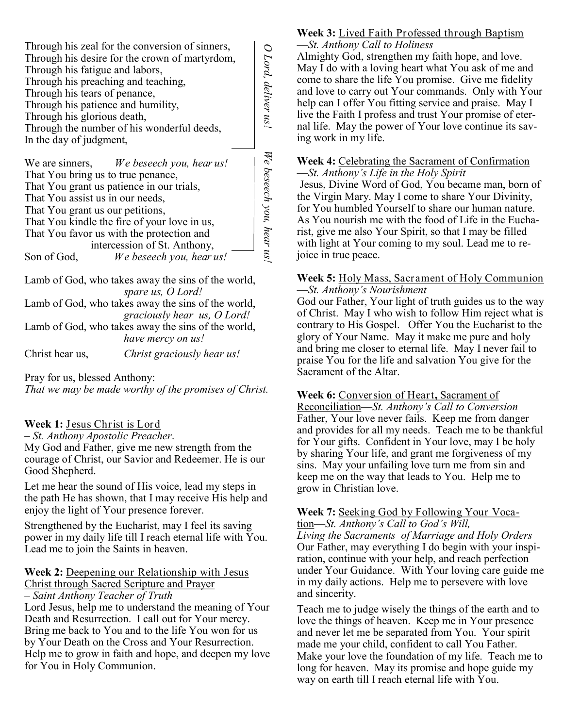Through his zeal for the conversion of sinners,
Through his desire for the crown of martyrdom,
Through his fatigue and labors,
Through his preaching and teaching,
Through his tears of penance,
Through his patience and humility,
Through his glorious death,
Through the number of his wonderful deeds,
In the day of judgment,

*O Lord, deliver us!*

We are sinners, *We beseech you, hear us!*
That You bring us to true penance,
That You grant us patience in our trials,
That You assist us in our needs,
That You grant us our petitions,
That You kindle the fire of your love in us,
That You favor us with the protection and intercession of St. Anthony,
Son of God, *We beseech you, hear us!*

*We beseech you, hear us!*

Lamb of God, who takes away the sins of the world, *spare us, O Lord!*
Lamb of God, who takes away the sins of the world, *graciously hear us, O Lord!*
Lamb of God, who takes away the sins of the world, *have mercy on us!*
Christ hear us, *Christ graciously hear us!*

Pray for us, blessed Anthony:
*That we may be made worthy of the promises of Christ.*

**Week 1:** Jesus Christ is Lord
– *St. Anthony Apostolic Preacher*.
My God and Father, give me new strength from the courage of Christ, our Savior and Redeemer. He is our Good Shepherd.

Let me hear the sound of His voice, lead my steps in the path He has shown, that I may receive His help and enjoy the light of Your presence forever.

Strengthened by the Eucharist, may I feel its saving power in my daily life till I reach eternal life with You. Lead me to join the Saints in heaven.

**Week 2:** Deepening our Relationship with Jesus Christ through Sacred Scripture and Prayer
– *Saint Anthony Teacher of Truth*
Lord Jesus, help me to understand the meaning of Your Death and Resurrection. I call out for Your mercy. Bring me back to You and to the life You won for us by Your Death on the Cross and Your Resurrection. Help me to grow in faith and hope, and deepen my love for You in Holy Communion.

**Week 3:** Lived Faith Professed through Baptism
—*St. Anthony Call to Holiness*
Almighty God, strengthen my faith hope, and love. May I do with a loving heart what You ask of me and come to share the life You promise. Give me fidelity and love to carry out Your commands. Only with Your help can I offer You fitting service and praise. May I live the Faith I profess and trust Your promise of eternal life. May the power of Your love continue its saving work in my life.

**Week 4:** Celebrating the Sacrament of Confirmation
—*St. Anthony's Life in the Holy Spirit*
Jesus, Divine Word of God, You became man, born of the Virgin Mary. May I come to share Your Divinity, for You humbled Yourself to share our human nature. As You nourish me with the food of Life in the Eucharist, give me also Your Spirit, so that I may be filled with light at Your coming to my soul. Lead me to rejoice in true peace.

**Week 5:** Holy Mass, Sacrament of Holy Communion
—*St. Anthony's Nourishment*
God our Father, Your light of truth guides us to the way of Christ. May I who wish to follow Him reject what is contrary to His Gospel. Offer You the Eucharist to the glory of Your Name. May it make me pure and holy and bring me closer to eternal life. May I never fail to praise You for the life and salvation You give for the Sacrament of the Altar.

**Week 6:** Conversion of Heart**,** Sacrament of Reconciliation—*St. Anthony's Call to Conversion*
Father, Your love never fails. Keep me from danger and provides for all my needs. Teach me to be thankful for Your gifts. Confident in Your love, may I be holy by sharing Your life, and grant me forgiveness of my sins. May your unfailing love turn me from sin and keep me on the way that leads to You. Help me to grow in Christian love.

**Week 7:** Seeking God by Following Your Vocation—*St. Anthony's Call to God's Will, Living the Sacraments of Marriage and Holy Orders*
Our Father, may everything I do begin with your inspiration, continue with your help, and reach perfection under Your Guidance. With Your loving care guide me in my daily actions. Help me to persevere with love and sincerity.

Teach me to judge wisely the things of the earth and to love the things of heaven. Keep me in Your presence and never let me be separated from You. Your spirit made me your child, confident to call You Father. Make your love the foundation of my life. Teach me to long for heaven. May its promise and hope guide my way on earth till I reach eternal life with You.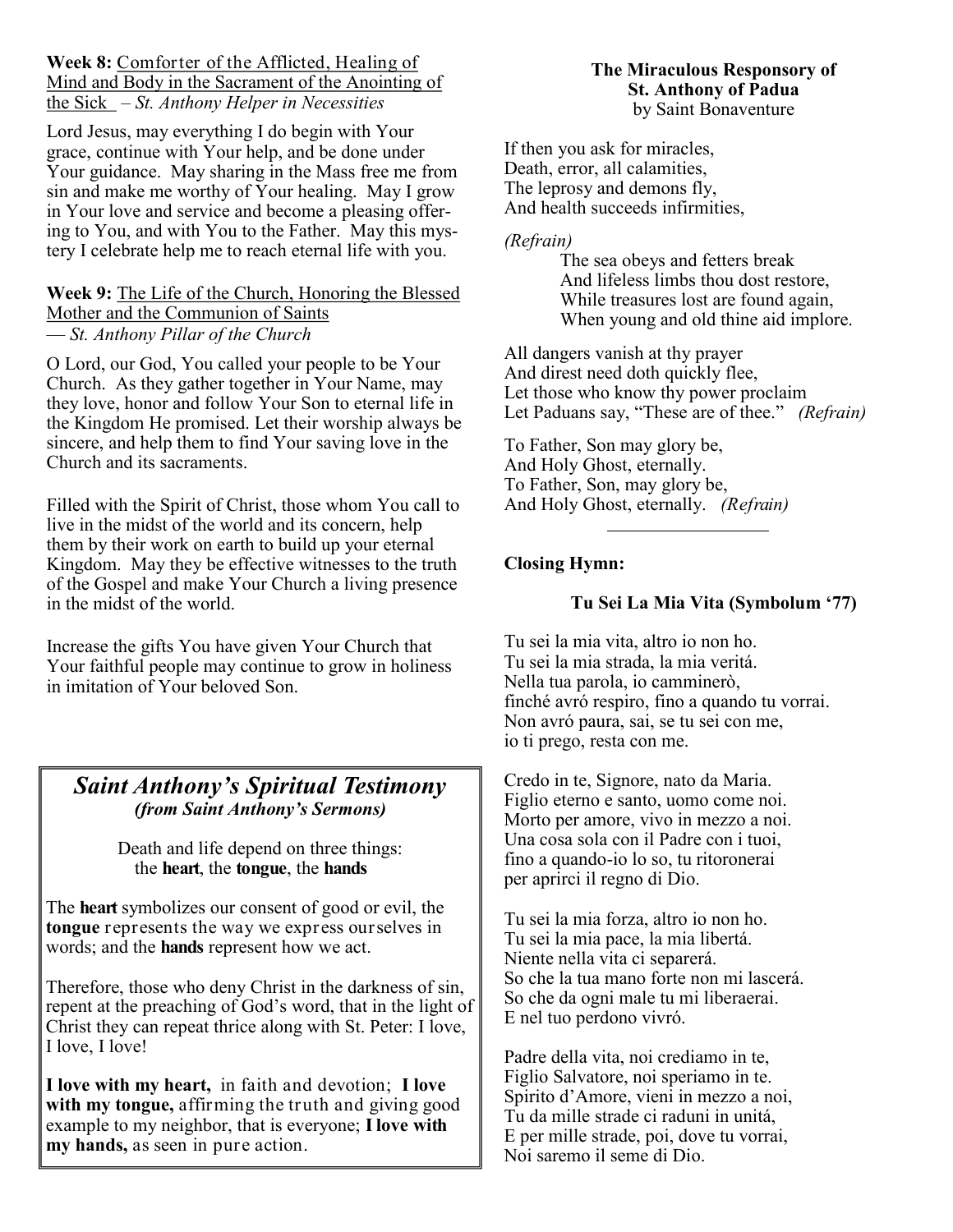**Week 8:** Comforter of the Afflicted, Healing of Mind and Body in the Sacrament of the Anointing of the Sick – *St. Anthony Helper in Necessities*

Lord Jesus, may everything I do begin with Your grace, continue with Your help, and be done under Your guidance. May sharing in the Mass free me from sin and make me worthy of Your healing. May I grow in Your love and service and become a pleasing offering to You, and with You to the Father. May this mystery I celebrate help me to reach eternal life with you.

**Week 9:** The Life of the Church, Honoring the Blessed Mother and the Communion of Saints — *St. Anthony Pillar of the Church*

O Lord, our God, You called your people to be Your Church. As they gather together in Your Name, may they love, honor and follow Your Son to eternal life in the Kingdom He promised. Let their worship always be sincere, and help them to find Your saving love in the Church and its sacraments.

Filled with the Spirit of Christ, those whom You call to live in the midst of the world and its concern, help them by their work on earth to build up your eternal Kingdom. May they be effective witnesses to the truth of the Gospel and make Your Church a living presence in the midst of the world.

Increase the gifts You have given Your Church that Your faithful people may continue to grow in holiness in imitation of Your beloved Son.

## *Saint Anthony's Spiritual Testimony*
### *(from Saint Anthony's Sermons)*

Death and life depend on three things:
the **heart**, the **tongue**, the **hands**

The **heart** symbolizes our consent of good or evil, the **tongue** represents the way we express ourselves in words; and the **hands** represent how we act.

Therefore, those who deny Christ in the darkness of sin, repent at the preaching of God's word, that in the light of Christ they can repeat thrice along with St. Peter: I love, I love, I love!

**I love with my heart,** in faith and devotion; **I love with my tongue,** affirming the truth and giving good example to my neighbor, that is everyone; **I love with my hands,** as seen in pure action.

**The Miraculous Responsory of St. Anthony of Padua**
by Saint Bonaventure

If then you ask for miracles,
Death, error, all calamities,
The leprosy and demons fly,
And health succeeds infirmities,

*(Refrain)*
The sea obeys and fetters break
And lifeless limbs thou dost restore,
While treasures lost are found again,
When young and old thine aid implore.

All dangers vanish at thy prayer
And direst need doth quickly flee,
Let those who know thy power proclaim
Let Paduans say, "These are of thee." *(Refrain)*

To Father, Son may glory be,
And Holy Ghost, eternally.
To Father, Son, may glory be,
And Holy Ghost, eternally. *(Refrain)*

---

**Closing Hymn:**

**Tu Sei La Mia Vita (Symbolum '77)**

Tu sei la mia vita, altro io non ho.
Tu sei la mia strada, la mia veritá.
Nella tua parola, io camminerò,
finché avró respiro, fino a quando tu vorrai.
Non avró paura, sai, se tu sei con me,
io ti prego, resta con me.

Credo in te, Signore, nato da Maria.
Figlio eterno e santo, uomo come noi.
Morto per amore, vivo in mezzo a noi.
Una cosa sola con il Padre con i tuoi,
fino a quando-io lo so, tu ritoronerai
per aprirci il regno di Dio.

Tu sei la mia forza, altro io non ho.
Tu sei la mia pace, la mia libertá.
Niente nella vita ci separerá.
So che la tua mano forte non mi lascerá.
So che da ogni male tu mi liberaerai.
E nel tuo perdono vivró.

Padre della vita, noi crediamo in te,
Figlio Salvatore, noi speriamo in te.
Spirito d'Amore, vieni in mezzo a noi,
Tu da mille strade ci raduni in unitá,
E per mille strade, poi, dove tu vorrai,
Noi saremo il seme di Dio.